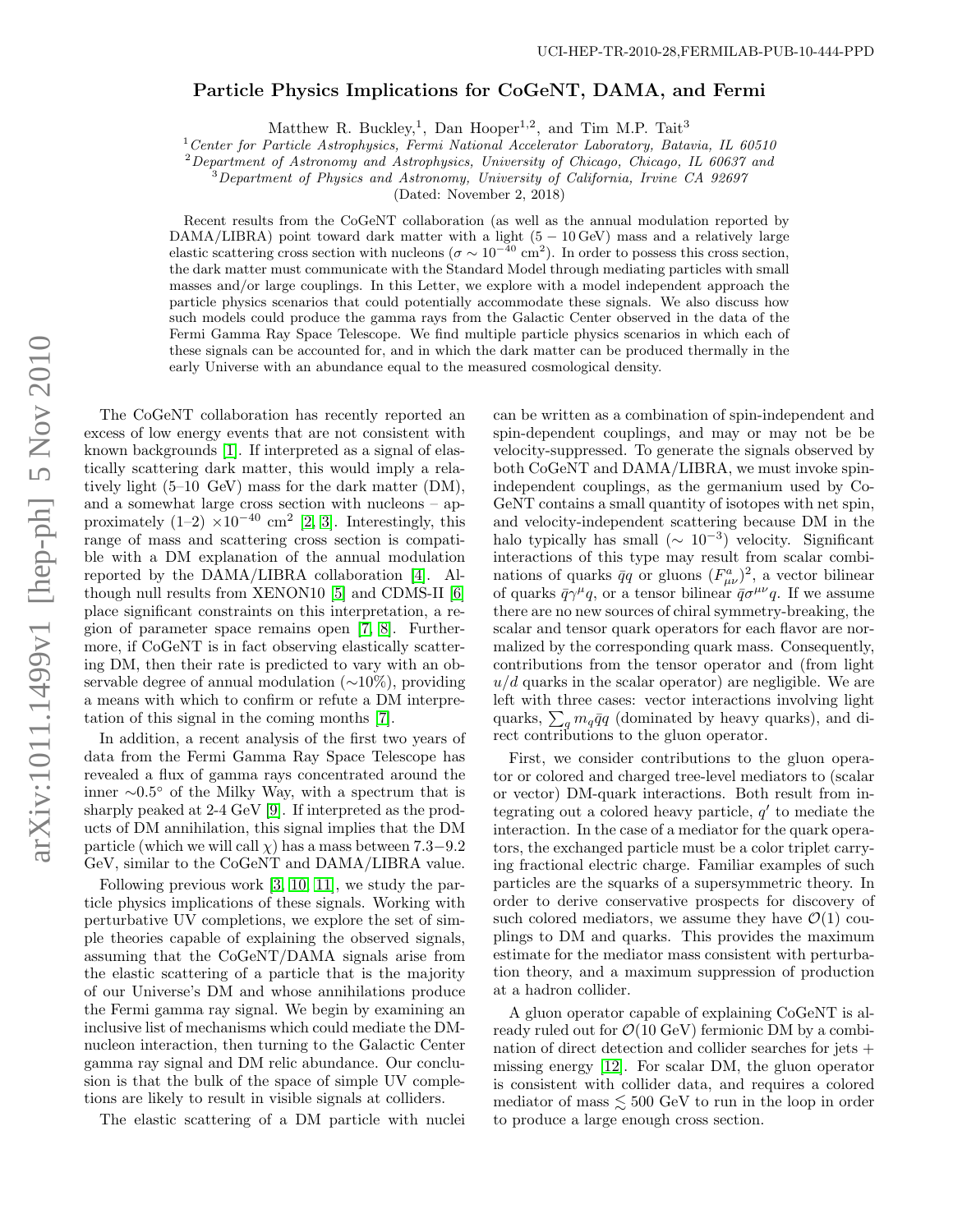UCI-HEP-TR-2010-28,FERMILAB-PUB-10-444-PPD

# Particle Physics Implications for CoGeNT, DAMA, and Fermi

Matthew R. Buckley,[1], Dan Hooper[1,2], and Tim M.P. Tait[3]

[1] *Center for Particle Astrophysics, Fermi National Accelerator Laboratory, Batavia, IL 60510*
[2] *Department of Astronomy and Astrophysics, University of Chicago, Chicago, IL 60637 and*
[3] *Department of Physics and Astronomy, University of California, Irvine CA 92697*

(Dated: November 2, 2018)

Recent results from the CoGeNT collaboration (as well as the annual modulation reported by DAMA/LIBRA) point toward dark matter with a light ($5-10\,\text{GeV}$) mass and a relatively large elastic scattering cross section with nucleons ($\sigma \sim 10^{-40}$ cm$^2$). In order to possess this cross section, the dark matter must communicate with the Standard Model through mediating particles with small masses and/or large couplings. In this Letter, we explore with a model independent approach the particle physics scenarios that could potentially accommodate these signals. We also discuss how such models could produce the gamma rays from the Galactic Center observed in the data of the Fermi Gamma Ray Space Telescope. We find multiple particle physics scenarios in which each of these signals can be accounted for, and in which the dark matter can be produced thermally in the early Universe with an abundance equal to the measured cosmological density.

The CoGeNT collaboration has recently reported an excess of low energy events that are not consistent with known backgrounds [1]. If interpreted as a signal of elastically scattering dark matter, this would imply a relatively light (5–10 GeV) mass for the dark matter (DM), and a somewhat large cross section with nucleons – approximately (1–2) $\times 10^{-40}$ cm$^2$ [2, 3]. Interestingly, this range of mass and scattering cross section is compatible with a DM explanation of the annual modulation reported by the DAMA/LIBRA collaboration [4]. Although null results from XENON10 [5] and CDMS-II [6] place significant constraints on this interpretation, a region of parameter space remains open [7, 8]. Furthermore, if CoGeNT is in fact observing elastically scattering DM, then their rate is predicted to vary with an observable degree of annual modulation (∼10%), providing a means with which to confirm or refute a DM interpretation of this signal in the coming months [7].

In addition, a recent analysis of the first two years of data from the Fermi Gamma Ray Space Telescope has revealed a flux of gamma rays concentrated around the inner ∼0.5° of the Milky Way, with a spectrum that is sharply peaked at 2-4 GeV [9]. If interpreted as the products of DM annihilation, this signal implies that the DM particle (which we will call $\chi$) has a mass between 7.3−9.2 GeV, similar to the CoGeNT and DAMA/LIBRA value.

Following previous work [3, 10, 11], we study the particle physics implications of these signals. Working with perturbative UV completions, we explore the set of simple theories capable of explaining the observed signals, assuming that the CoGeNT/DAMA signals arise from the elastic scattering of a particle that is the majority of our Universe's DM and whose annihilations produce the Fermi gamma ray signal. We begin by examining an inclusive list of mechanisms which could mediate the DM-nucleon interaction, then turning to the Galactic Center gamma ray signal and DM relic abundance. Our conclusion is that the bulk of the space of simple UV completions are likely to result in visible signals at colliders.

The elastic scattering of a DM particle with nuclei can be written as a combination of spin-independent and spin-dependent couplings, and may or may not be be velocity-suppressed. To generate the signals observed by both CoGeNT and DAMA/LIBRA, we must invoke spin-independent couplings, as the germanium used by CoGeNT contains a small quantity of isotopes with net spin, and velocity-independent scattering because DM in the halo typically has small ($\sim 10^{-3}$) velocity. Significant interactions of this type may result from scalar combinations of quarks $\bar{q}q$ or gluons $(F^a_{\mu\nu})^2$, a vector bilinear of quarks $\bar{q}\gamma^\mu q$, or a tensor bilinear $\bar{q}\sigma^{\mu\nu}q$. If we assume there are no new sources of chiral symmetry-breaking, the scalar and tensor quark operators for each flavor are normalized by the corresponding quark mass. Consequently, contributions from the tensor operator and (from light $u/d$ quarks in the scalar operator) are negligible. We are left with three cases: vector interactions involving light quarks, $\sum_q m_q \bar{q}q$ (dominated by heavy quarks), and direct contributions to the gluon operator.

First, we consider contributions to the gluon operator or colored and charged tree-level mediators to (scalar or vector) DM-quark interactions. Both result from integrating out a colored heavy particle, $q'$ to mediate the interaction. In the case of a mediator for the quark operators, the exchanged particle must be a color triplet carrying fractional electric charge. Familiar examples of such particles are the squarks of a supersymmetric theory. In order to derive conservative prospects for discovery of such colored mediators, we assume they have $\mathcal{O}(1)$ couplings to DM and quarks. This provides the maximum estimate for the mediator mass consistent with perturbation theory, and a maximum suppression of production at a hadron collider.

A gluon operator capable of explaining CoGeNT is already ruled out for $\mathcal{O}(10\text{ GeV})$ fermionic DM by a combination of direct detection and collider searches for jets + missing energy [12]. For scalar DM, the gluon operator is consistent with collider data, and requires a colored mediator of mass $\lesssim 500$ GeV to run in the loop in order to produce a large enough cross section.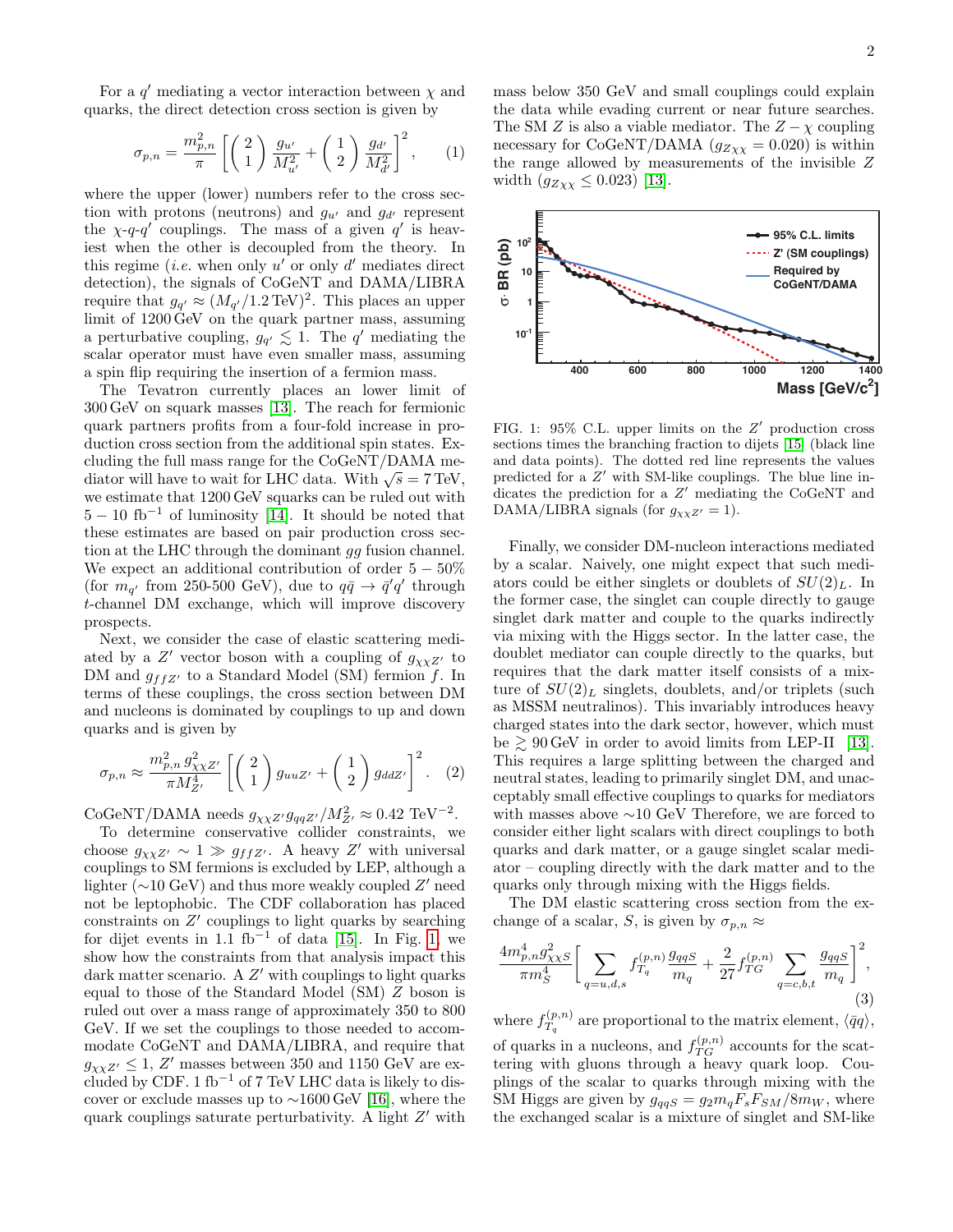For a $q'$ mediating a vector interaction between $\chi$ and quarks, the direct detection cross section is given by

$$\sigma_{p,n} = \frac{m_{p,n}^2}{\pi} \left[ \left( \begin{array}{c} 2 \\ 1 \end{array} \right) \frac{g_{u'}}{M_{u'}^2} + \left( \begin{array}{c} 1 \\ 2 \end{array} \right) \frac{g_{d'}}{M_{d'}^2} \right]^2, \quad (1)$$

where the upper (lower) numbers refer to the cross section with protons (neutrons) and $g_{u'}$ and $g_{d'}$ represent the $\chi$-$q$-$q'$ couplings. The mass of a given $q'$ is heaviest when the other is decoupled from the theory. In this regime (*i.e.* when only $u'$ or only $d'$ mediates direct detection), the signals of CoGeNT and DAMA/LIBRA require that $g_{q'} \approx (M_{q'}/1.2\,\text{TeV})^2$. This places an upper limit of 1200 GeV on the quark partner mass, assuming a perturbative coupling, $g_{q'} \lesssim 1$. The $q'$ mediating the scalar operator must have even smaller mass, assuming a spin flip requiring the insertion of a fermion mass.

The Tevatron currently places an lower limit of 300 GeV on squark masses [13]. The reach for fermionic quark partners profits from a four-fold increase in production cross section from the additional spin states. Excluding the full mass range for the CoGeNT/DAMA mediator will have to wait for LHC data. With $\sqrt{s} = 7\,\text{TeV}$, we estimate that 1200 GeV squarks can be ruled out with $5 - 10\ \text{fb}^{-1}$ of luminosity [14]. It should be noted that these estimates are based on pair production cross section at the LHC through the dominant $gg$ fusion channel. We expect an additional contribution of order $5-50\%$ (for $m_{q'}$ from 250-500 GeV), due to $q\bar{q} \to \bar{q}'q'$ through $t$-channel DM exchange, which will improve discovery prospects.

Next, we consider the case of elastic scattering mediated by a $Z'$ vector boson with a coupling of $g_{\chi\chi Z'}$ to DM and $g_{ffZ'}$ to a Standard Model (SM) fermion $f$. In terms of these couplings, the cross section between DM and nucleons is dominated by couplings to up and down quarks and is given by

$$\sigma_{p,n} \approx \frac{m_{p,n}^2\, g_{\chi\chi Z'}^2}{\pi M_{Z'}^4} \left[ \left( \begin{array}{c} 2 \\ 1 \end{array} \right) g_{uuZ'} + \left( \begin{array}{c} 1 \\ 2 \end{array} \right) g_{ddZ'} \right]^2. \quad (2)$$

CoGeNT/DAMA needs $g_{\chi\chi Z'} g_{qqZ'}/M_{Z'}^2 \approx 0.42\ \text{TeV}^{-2}$.

To determine conservative collider constraints, we choose $g_{\chi\chi Z'} \sim 1 \gg g_{ffZ'}$. A heavy $Z'$ with universal couplings to SM fermions is excluded by LEP, although a lighter ($\sim$10 GeV) and thus more weakly coupled $Z'$ need not be leptophobic. The CDF collaboration has placed constraints on $Z'$ couplings to light quarks by searching for dijet events in 1.1 $\text{fb}^{-1}$ of data [15]. In Fig. 1, we show how the constraints from that analysis impact this dark matter scenario. A $Z'$ with couplings to light quarks equal to those of the Standard Model (SM) $Z$ boson is ruled out over a mass range of approximately 350 to 800 GeV. If we set the couplings to those needed to accommodate CoGeNT and DAMA/LIBRA, and require that $g_{\chi\chi Z'} \leq 1$, $Z'$ masses between 350 and 1150 GeV are excluded by CDF. 1 $\text{fb}^{-1}$ of 7 TeV LHC data is likely to discover or exclude masses up to $\sim$1600 GeV [16], where the quark couplings saturate perturbativity. A light $Z'$ with mass below 350 GeV and small couplings could explain the data while evading current or near future searches. The SM $Z$ is also a viable mediator. The $Z-\chi$ coupling necessary for CoGeNT/DAMA ($g_{Z\chi\chi} = 0.020$) is within the range allowed by measurements of the invisible $Z$ width ($g_{Z\chi\chi} \leq 0.023$) [13].

FIG. 1: 95% C.L. upper limits on the $Z'$ production cross sections times the branching fraction to dijets [15] (black line and data points). The dotted red line represents the values predicted for a $Z'$ with SM-like couplings. The blue line indicates the prediction for a $Z'$ mediating the CoGeNT and DAMA/LIBRA signals (for $g_{\chi\chi Z'} = 1$).

Finally, we consider DM-nucleon interactions mediated by a scalar. Naively, one might expect that such mediators could be either singlets or doublets of $SU(2)_L$. In the former case, the singlet can couple directly to gauge singlet dark matter and couple to the quarks indirectly via mixing with the Higgs sector. In the latter case, the doublet mediator can couple directly to the quarks, but requires that the dark matter itself consists of a mixture of $SU(2)_L$ singlets, doublets, and/or triplets (such as MSSM neutralinos). This invariably introduces heavy charged states into the dark sector, however, which must be $\gtrsim 90\,\text{GeV}$ to avoid limits from LEP-II [13]. This requires a large splitting between the charged and neutral states, leading to primarily singlet DM, and unacceptably small effective couplings to quarks for mediators with masses above $\sim$10 GeV Therefore, we are forced to consider either light scalars with direct couplings to both quarks and dark matter, or a gauge singlet scalar mediator – coupling directly with the dark matter and to the quarks only through mixing with the Higgs fields.

The DM elastic scattering cross section from the exchange of a scalar, $S$, is given by $\sigma_{p,n} \approx$

$$\frac{4 m_{p,n}^4 g_{\chi\chi S}^2}{\pi m_S^4} \left[ \sum_{q=u,d,s} f_{T_q}^{(p,n)} \frac{g_{qqS}}{m_q} + \frac{2}{27} f_{TG}^{(p,n)} \sum_{q=c,b,t} \frac{g_{qqS}}{m_q} \right]^2, \quad (3)$$

where $f_{T_q}^{(p,n)}$ are proportional to the matrix element, $\langle \bar{q}q \rangle$, of quarks in a nucleons, and $f_{TG}^{(p,n)}$ accounts for the scattering with gluons through a heavy quark loop. Couplings of the scalar to quarks through mixing with the SM Higgs are given by $g_{qqS} = g_2 m_q F_s F_{SM}/8 m_W$, where the exchanged scalar is a mixture of singlet and SM-like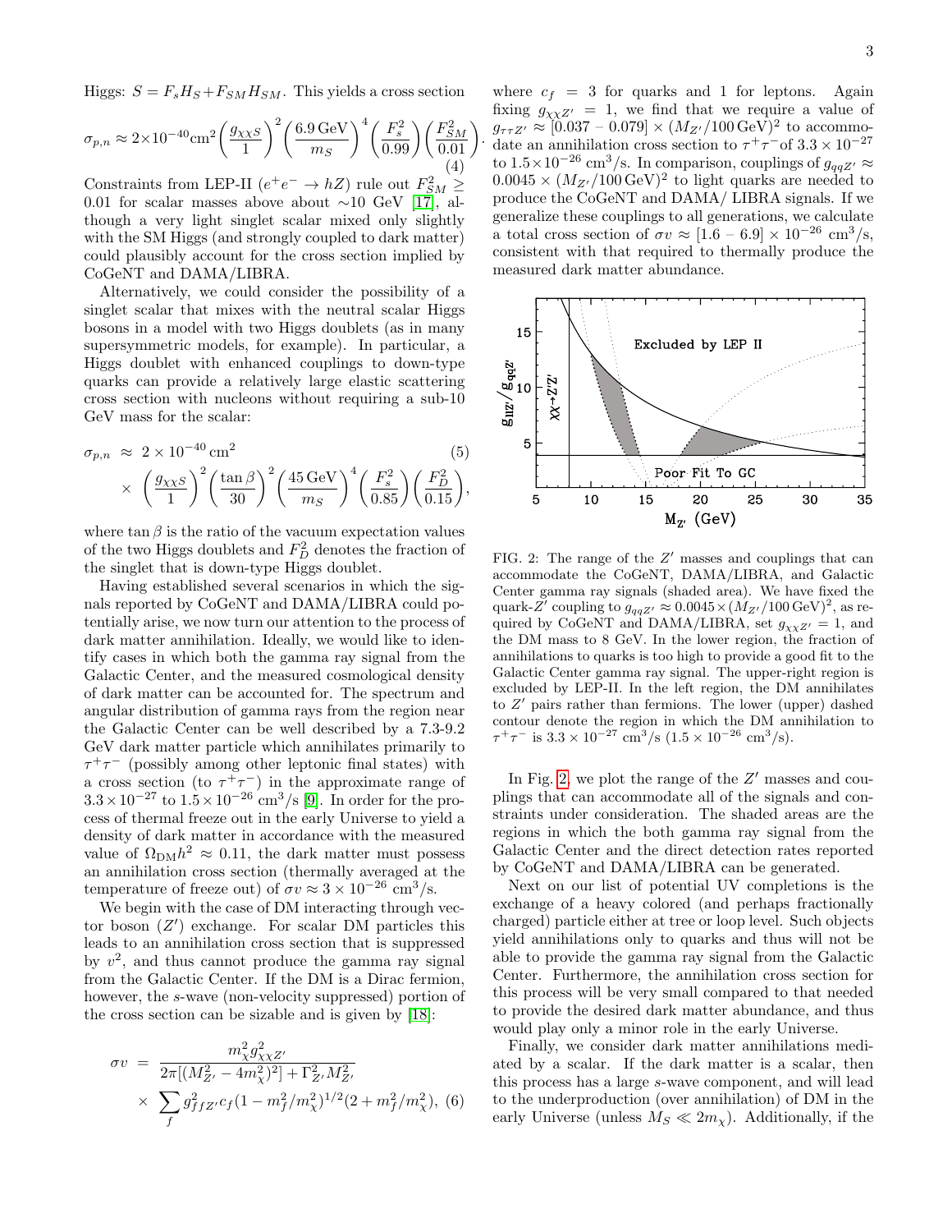Higgs: $S = F_s H_S + F_{SM} H_{SM}$. This yields a cross section

$$\sigma_{p,n} \approx 2\times10^{-40}\text{cm}^2 \left(\frac{g_{\chi\chi S}}{1}\right)^2 \left(\frac{6.9\,\text{GeV}}{m_S}\right)^4 \left(\frac{F_s^2}{0.99}\right)\left(\frac{F_{SM}^2}{0.01}\right). \quad (4)$$

Constraints from LEP-II ($e^+e^- \to hZ$) rule out $F_{SM}^2 \geq 0.01$ for scalar masses above about $\sim$10 GeV [17], although a very light singlet scalar mixed only slightly with the SM Higgs (and strongly coupled to dark matter) could plausibly account for the cross section implied by CoGeNT and DAMA/LIBRA.

Alternatively, we could consider the possibility of a singlet scalar that mixes with the neutral scalar Higgs bosons in a model with two Higgs doublets (as in many supersymmetric models, for example). In particular, a Higgs doublet with enhanced couplings to down-type quarks can provide a relatively large elastic scattering cross section with nucleons without requiring a sub-10 GeV mass for the scalar:

$$\sigma_{p,n} \approx 2\times10^{-40}\,\text{cm}^2 \times \left(\frac{g_{\chi\chi S}}{1}\right)^2 \left(\frac{\tan\beta}{30}\right)^2 \left(\frac{45\,\text{GeV}}{m_S}\right)^4 \left(\frac{F_s^2}{0.85}\right)\left(\frac{F_D^2}{0.15}\right), \quad (5)$$

where $\tan\beta$ is the ratio of the vacuum expectation values of the two Higgs doublets and $F_D^2$ denotes the fraction of the singlet that is down-type Higgs doublet.

Having established several scenarios in which the signals reported by CoGeNT and DAMA/LIBRA could potentially arise, we now turn our attention to the process of dark matter annihilation. Ideally, we would like to identify cases in which both the gamma ray signal from the Galactic Center, and the measured cosmological density of dark matter can be accounted for. The spectrum and angular distribution of gamma rays from the region near the Galactic Center can be well described by a 7.3-9.2 GeV dark matter particle which annihilates primarily to $\tau^+\tau^-$ (possibly among other leptonic final states) with a cross section (to $\tau^+\tau^-$) in the approximate range of $3.3\times10^{-27}$ to $1.5\times10^{-26}$ cm$^3$/s [9]. In order for the process of thermal freeze out in the early Universe to yield a density of dark matter in accordance with the measured value of $\Omega_{\rm DM}h^2 \approx 0.11$, the dark matter must possess an annihilation cross section (thermally averaged at the temperature of freeze out) of $\sigma v \approx 3\times10^{-26}$ cm$^3$/s.

We begin with the case of DM interacting through vector boson ($Z'$) exchange. For scalar DM particles this leads to an annihilation cross section that is suppressed by $v^2$, and thus cannot produce the gamma ray signal from the Galactic Center. If the DM is a Dirac fermion, however, the $s$-wave (non-velocity suppressed) portion of the cross section can be sizable and is given by [18]:

$$\sigma v = \frac{m_\chi^2 g_{\chi\chi Z'}^2}{2\pi[(M_{Z'}^2 - 4m_\chi^2)^2] + \Gamma_{Z'}^2 M_{Z'}^2} \times \sum_f g_{ffZ'}^2 c_f (1 - m_f^2/m_\chi^2)^{1/2}(2 + m_f^2/m_\chi^2), \quad (6)$$

where $c_f = 3$ for quarks and 1 for leptons. Again fixing $g_{\chi\chi Z'} = 1$, we find that we require a value of $g_{\tau\tau Z'} \approx [0.037 - 0.079] \times (M_{Z'}/100\,\text{GeV})^2$ to accommodate an annihilation cross section to $\tau^+\tau^-$ of $3.3\times10^{-27}$ to $1.5\times10^{-26}$ cm$^3$/s. In comparison, couplings of $g_{qqZ'} \approx 0.0045\times(M_{Z'}/100\,\text{GeV})^2$ to light quarks are needed to produce the CoGeNT and DAMA/ LIBRA signals. If we generalize these couplings to all generations, we calculate a total cross section of $\sigma v \approx [1.6 - 6.9]\times10^{-26}$ cm$^3$/s, consistent with that required to thermally produce the measured dark matter abundance.

FIG. 2: The range of the $Z'$ masses and couplings that can accommodate the CoGeNT, DAMA/LIBRA, and Galactic Center gamma ray signals (shaded area). We have fixed the quark-$Z'$ coupling to $g_{qqZ'} \approx 0.0045\times(M_{Z'}/100\,\text{GeV})^2$, as required by CoGeNT and DAMA/LIBRA, set $g_{\chi\chi Z'} = 1$, and the DM mass to 8 GeV. In the lower region, the fraction of annihilations to quarks is too high to provide a good fit to the Galactic Center gamma ray signal. The upper-right region is excluded by LEP-II. In the left region, the DM annihilates to $Z'$ pairs rather than fermions. The lower (upper) dashed contour denote the region in which the DM annihilation to $\tau^+\tau^-$ is $3.3\times10^{-27}$ cm$^3$/s ($1.5\times10^{-26}$ cm$^3$/s).

In Fig. 2, we plot the range of the $Z'$ masses and couplings that can accommodate all of the signals and constraints under consideration. The shaded areas are the regions in which the both gamma ray signal from the Galactic Center and the direct detection rates reported by CoGeNT and DAMA/LIBRA can be generated.

Next on our list of potential UV completions is the exchange of a heavy colored (and perhaps fractionally charged) particle either at tree or loop level. Such objects yield annihilations only to quarks and thus will not be able to provide the gamma ray signal from the Galactic Center. Furthermore, the annihilation cross section for this process will be very small compared to that needed to provide the desired dark matter abundance, and thus would play only a minor role in the early Universe.

Finally, we consider dark matter annihilations mediated by a scalar. If the dark matter is a scalar, then this process has a large $s$-wave component, and will lead to the underproduction (over annihilation) of DM in the early Universe (unless $M_S \ll 2m_\chi$). Additionally, if the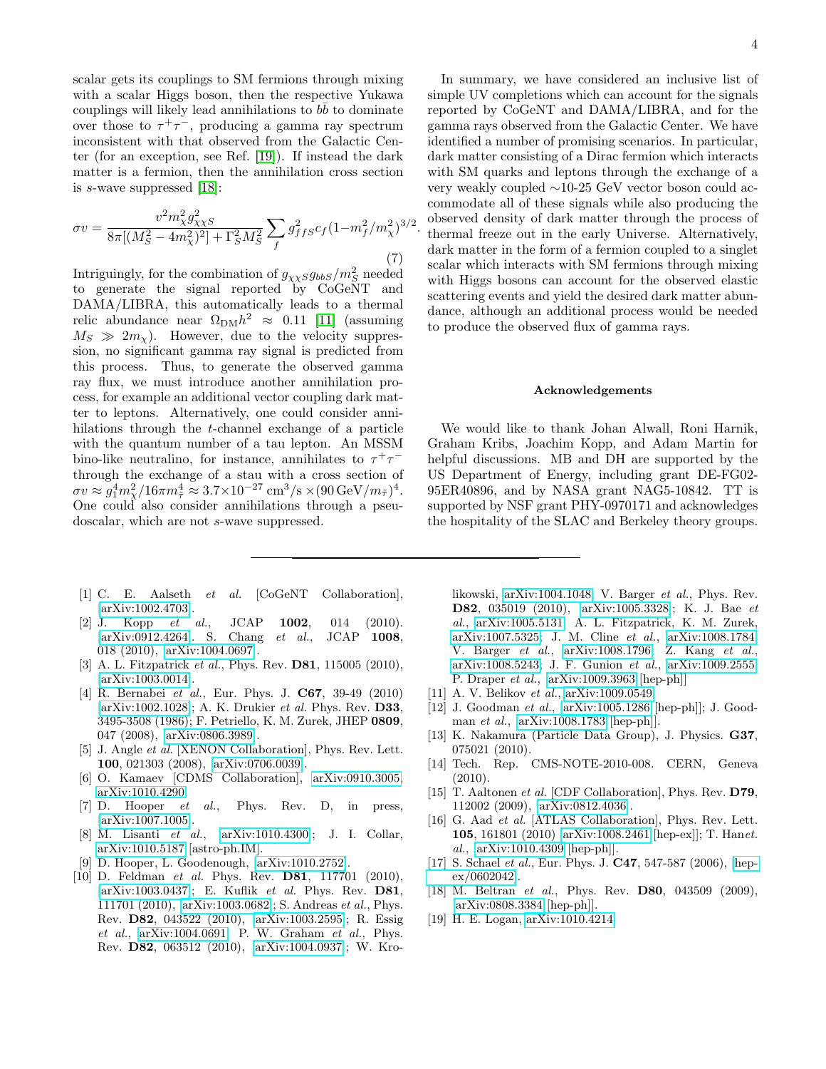scalar gets its couplings to SM fermions through mixing with a scalar Higgs boson, then the respective Yukawa couplings will likely lead annihilations to $b\bar{b}$ to dominate over those to $\tau^+\tau^-$, producing a gamma ray spectrum inconsistent with that observed from the Galactic Center (for an exception, see Ref. [19]). If instead the dark matter is a fermion, then the annihilation cross section is $s$-wave suppressed [18]:

$$\sigma v = \frac{v^2 m_\chi^2 g_{\chi\chi S}^2}{8\pi[(M_S^2 - 4m_\chi^2)^2] + \Gamma_S^2 M_S^2} \sum_f g_{ffS}^2 c_f (1 - m_f^2/m_\chi^2)^{3/2}. \tag{7}$$

Intriguingly, for the combination of $g_{\chi\chi S} g_{bbS}/m_S^2$ needed to generate the signal reported by CoGeNT and DAMA/LIBRA, this automatically leads to a thermal relic abundance near $\Omega_{\rm DM}h^2 \approx 0.11$ [11] (assuming $M_S \gg 2m_\chi$). However, due to the velocity suppression, no significant gamma ray signal is predicted from this process. Thus, to generate the observed gamma ray flux, we must introduce another annihilation process, for example an additional vector coupling dark matter to leptons. Alternatively, one could consider annihilations through the $t$-channel exchange of a particle with the quantum number of a tau lepton. An MSSM bino-like neutralino, for instance, annihilates to $\tau^+\tau^-$ through the exchange of a stau with a cross section of $\sigma v \approx g_1^4 m_\chi^2/16\pi m_{\tilde{\tau}}^4 \approx 3.7\times10^{-27}\,{\rm cm}^3/{\rm s} \times (90\,{\rm GeV}/m_{\tilde{\tau}})^4$. One could also consider annihilations through a pseudoscalar, which are not $s$-wave suppressed.

In summary, we have considered an inclusive list of simple UV completions which can account for the signals reported by CoGeNT and DAMA/LIBRA, and for the gamma rays observed from the Galactic Center. We have identified a number of promising scenarios. In particular, dark matter consisting of a Dirac fermion which interacts with SM quarks and leptons through the exchange of a very weakly coupled ∼10-25 GeV vector boson could accommodate all of these signals while also producing the observed density of dark matter through the process of thermal freeze out in the early Universe. Alternatively, dark matter in the form of a fermion coupled to a singlet scalar which interacts with SM fermions through mixing with Higgs bosons can account for the observed elastic scattering events and yield the desired dark matter abundance, although an additional process would be needed to produce the observed flux of gamma rays.

### Acknowledgements

We would like to thank Johan Alwall, Roni Harnik, Graham Kribs, Joachim Kopp, and Adam Martin for helpful discussions. MB and DH are supported by the US Department of Energy, including grant DE-FG02-95ER40896, and by NASA grant NAG5-10842. TT is supported by NSF grant PHY-0970171 and acknowledges the hospitality of the SLAC and Berkeley theory groups.

---

[1] C. E. Aalseth *et al.* [CoGeNT Collaboration], arXiv:1002.4703.

[2] J. Kopp *et al.*, JCAP **1002**, 014 (2010). arXiv:0912.4264. S. Chang *et al.*, JCAP **1008**, 018 (2010), arXiv:1004.0697.

[3] A. L. Fitzpatrick *et al.*, Phys. Rev. **D81**, 115005 (2010), arXiv:1003.0014.

[4] R. Bernabei *et al.*, Eur. Phys. J. **C67**, 39-49 (2010) arXiv:1002.1028; A. K. Drukier *et al.* Phys. Rev. **D33**, 3495-3508 (1986); F. Petriello, K. M. Zurek, JHEP **0809**, 047 (2008), arXiv:0806.3989.

[5] J. Angle *et al.* [XENON Collaboration], Phys. Rev. Lett. **100**, 021303 (2008), arXiv:0706.0039.

[6] O. Kamaev [CDMS Collaboration], arXiv:0910.3005, arXiv:1010.4290.

[7] D. Hooper *et al.*, Phys. Rev. D, in press, arXiv:1007.1005.

[8] M. Lisanti *et al.*, arXiv:1010.4300; J. I. Collar, arXiv:1010.5187 [astro-ph.IM].

[9] D. Hooper, L. Goodenough, arXiv:1010.2752.

[10] D. Feldman *et al.* Phys. Rev. **D81**, 117701 (2010), arXiv:1003.0437; E. Kuflik *et al.* Phys. Rev. **D81**, 111701 (2010), arXiv:1003.0682; S. Andreas *et al.*, Phys. Rev. **D82**, 043522 (2010), arXiv:1003.2595; R. Essig *et al.*, arXiv:1004.0691 P. W. Graham *et al.*, Phys. Rev. **D82**, 063512 (2010), arXiv:1004.0937; W. Krolikowski, arXiv:1004.1048 V. Barger *et al.*, Phys. Rev. **D82**, 035019 (2010), arXiv:1005.3328; K. J. Bae *et al.*, arXiv:1005.5131 A. L. Fitzpatrick, K. M. Zurek, arXiv:1007.5325; J. M. Cline *et al.*, arXiv:1008.1784 V. Barger *et al.*, arXiv:1008.1796 Z. Kang *et al.*, arXiv:1008.5243; J. F. Gunion *et al.*, arXiv:1009.2555 P. Draper *et al.*, arXiv:1009.3963 [hep-ph]]

[11] A. V. Belikov *et al.*, arXiv:1009.0549

[12] J. Goodman *et al.*, arXiv:1005.1286 [hep-ph]]; J. Goodman *et al.*, arXiv:1008.1783 [hep-ph]].

[13] K. Nakamura (Particle Data Group), J. Physics. **G37**, 075021 (2010).

[14] Tech. Rep. CMS-NOTE-2010-008. CERN, Geneva (2010).

[15] T. Aaltonen *et al.* [CDF Collaboration], Phys. Rev. **D79**, 112002 (2009), arXiv:0812.4036.

[16] G. Aad *et al.* [ATLAS Collaboration], Phys. Rev. Lett. **105**, 161801 (2010) arXiv:1008.2461 [hep-ex]]; T. Han*et. al.*, arXiv:1010.4309 [hep-ph]].

[17] S. Schael *et al.*, Eur. Phys. J. **C47**, 547-587 (2006), hep-ex/0602042.

[18] M. Beltran *et al.*, Phys. Rev. **D80**, 043509 (2009), arXiv:0808.3384 [hep-ph]].

[19] H. E. Logan, arXiv:1010.4214